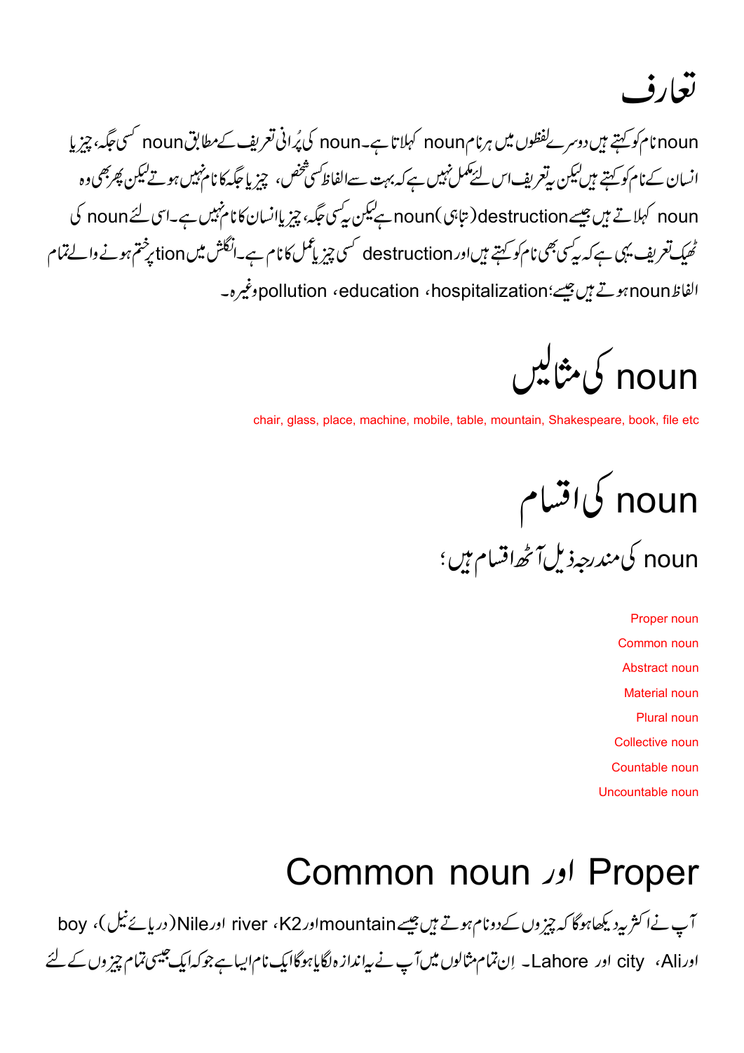# تعارف

noun نام کو کہتے ہیں دوسرے لفظوں میں ہر نام noun کہلاتا ہے۔ noun کی پُرانی تعریف کے مطابق noun کسی جگہ، چیز یا انسان کے نام کو کہتے ہیں لیکن یہ تعریف اس لئے مکمل نہیں ہے کہ بہت سے الفاظ کسی شخص، چیز یا جگہ کا نام نہیں ہوتے لیکن پھر بھی وہ noun کہلاتے ہیں جیسے destruction (تباہی) noun ہے لیکن یہ کسی جگہ، چیز یا انسان کا نام نہیں ہے۔ اسی لئے noun کی ٹھیک تعریف یہی ہے کہ یہ کسی بھی نام کو کہتے ہیں اور destruction کسی چیز یا عمل کا نام ہے۔ انگلش میں tion پر ختم ہونے والے تمام الفاظ noun ہوتے ہیں جیسے؛ hospitalization، education، pollution وغیرہ۔

# noun کی مثالیں

chair, glass, place, machine, mobile, table, mountain, Shakespeare, book, file etc

# noun کی اقسام

## noun کی مندرجہ ذیل آٹھ اقسام ہیں؛

- Proper noun
- Common noun
- Abstract noun
- Material noun
- Plural noun
- Collective noun
- Countable noun
- Uncountable noun

# Proper اور Common noun

آپ نے اکثر یہ دیکھا ہوگا کہ چیزوں کے دو نام ہوتے ہیں جیسے mountain اور K2، river اور Nile (دریائے نیل)، boy اور Ali، city اور Lahore۔ اِن تمام مثالوں میں آپ نے یہ اندازہ لگایا ہوگا ایک نام ایسا ہے جو کہ ایک جیسی تمام چیزوں کے لئے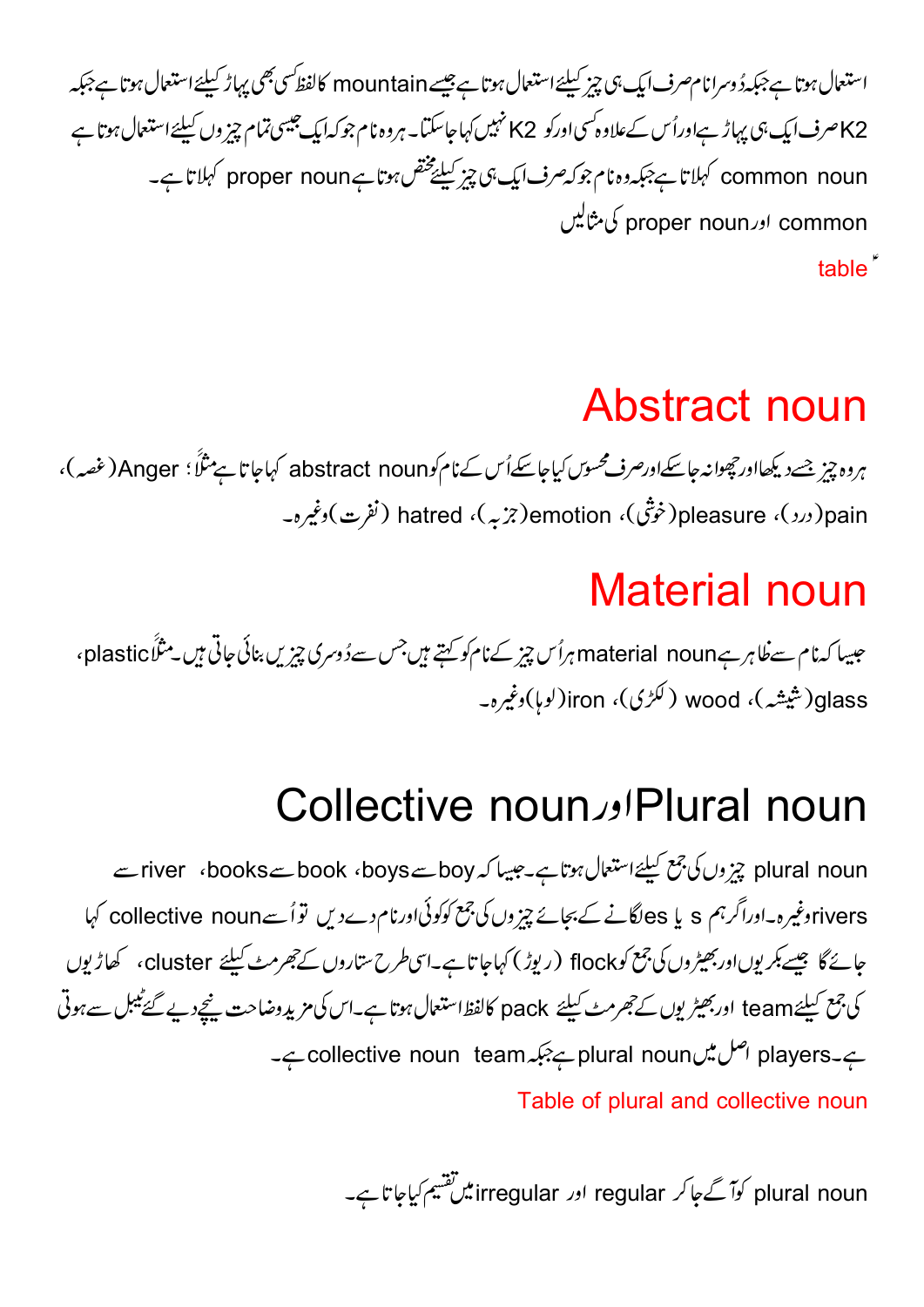استعمال ہوتا ہے جبکہ دُوسرا نام صرف ایک ہی چیز کیلئے استعمال ہوتا ہے جیسے mountain کا لفظ کسی بھی پہاڑ کیلئے استعمال ہوتا ہے جبکہ K2 صرف ایک ہی پہاڑ ہے اور اُس کے علاوہ کسی اور کو K2 نہیں کہا جا سکتا۔ ہر وہ نام جو کہ ایک جیسی تمام چیزوں کیلئے استعمال ہوتا ہے common noun کہلاتا ہے جبکہ وہ نام جو کہ صرف ایک ہی چیز کیلئے مختص ہوتا ہے proper noun کہلاتا ہے۔

common اور proper noun کی مثالیں

table

# Abstract noun

ہر وہ چیز جسے دیکھا اور چھوا نہ جا سکے اور صرف محسوس کیا جا سکے اُس کے نام کو abstract noun کہا جاتا ہے مثلاً؛ Anger (غصہ)، pain (درد)، pleasure (خوشی)، emotion (جزبہ)، hatred (نفرت) وغیرہ۔

# Material noun

جیسا کہ نام سے ظاہر ہے material noun ہر اُس چیز کے نام کو کہتے ہیں جس سے دُوسری چیزیں بنائی جاتی ہیں۔ مثلاً plastic، glass (شیشہ)، wood (لکڑی)، iron (لوہا) وغیرہ۔

# Collective noun اور Plural noun

plural noun چیزوں کی جمع کیلئے استعمال ہوتا ہے۔ جیسا کہ boy سے boys، book سے books، river سے rivers وغیرہ۔ اور اگر ہم s یا es لگانے کے بجائے چیزوں کی جمع کو کوئی اور نام دے دیں تو اُسے collective noun کہا جائے گا جیسے بکریوں اور بھیڑوں کی جمع کو flock (ریوڑ) کہا جاتا ہے۔ اسی طرح ستاروں کے جھرمٹ کیلئے cluster، کھاڑیوں کی جمع کیلئے team اور بھیڑیوں کے جھرمٹ کیلئے pack کا لفظ استعمال ہوتا ہے۔ اس کی مزید وضاحت نیچے دیے گئے ٹیبل سے ہوتی ہے۔ players اصل میں plural noun ہے جبکہ team collective noun ہے۔

Table of plural and collective noun

plural noun کو آگے جا کر regular اور irregular میں تقسیم کیا جاتا ہے۔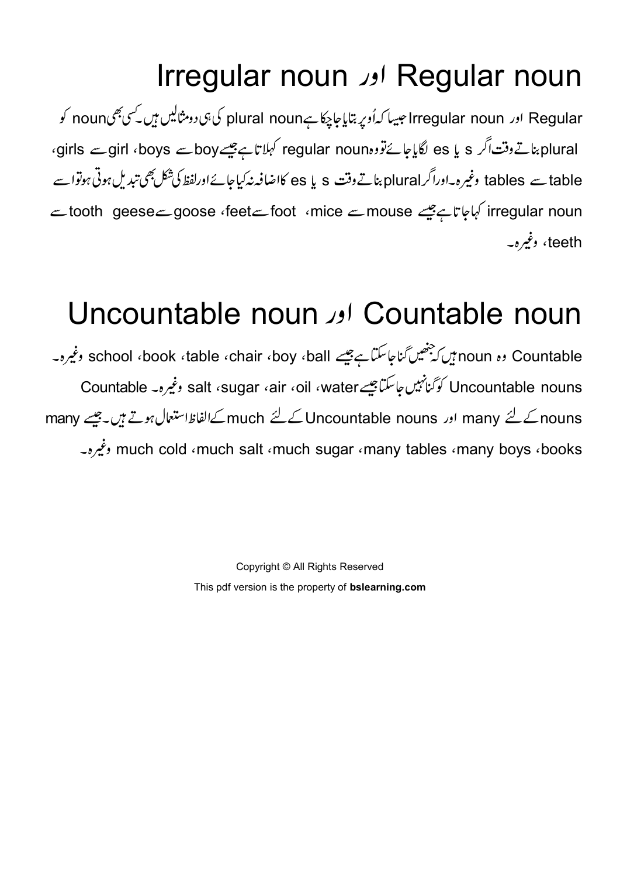# Regular noun اور Irregular noun

Regular اور Irregular noun جیسا کہ اُوپر بتایا جاچکا ہے plural noun کی ہی دو مثالیں ہیں۔ کسی بھی noun کو plural بناتے وقت اگر s یا es لگایا جائے تو وہ regular noun کہلاتا ہے جیسے boy سے boys، girl سے girls، table سے tables وغیرہ۔ اور اگر plural بناتے وقت s یا es کا اضافہ نہ کیا جائے اور لفظ کی شکل بھی تبدیل ہوتی ہو تو اسے irregular noun کہا جاتا ہے جیسے mouse سے mice، foot سے feet، goose سے geese، tooth سے teeth، وغیرہ۔

# Countable noun اور Uncountable noun

Countable وہ noun ہیں کہ جنھیں گنا جاسکتا ہے جیسے ball، boy، chair، table، book، school وغیرہ۔ Uncountable nouns کو گنا نہیں جاسکتا جیسے water، oil، air، sugar، salt وغیرہ۔ Countable nouns کے لئے many اور Uncountable nouns کے لئے much کے الفاظ استعمال ہوتے ہیں۔ جیسے many books، many boys، many tables، much sugar، much salt، much cold وغیرہ۔

Copyright © All Rights Reserved
This pdf version is the property of **bslearning.com**